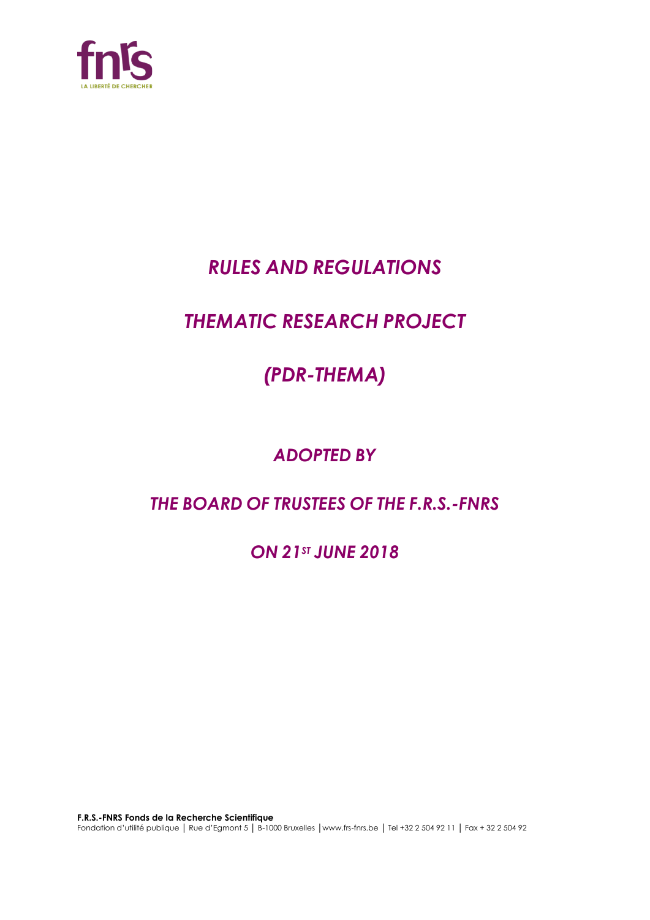# *RULES AND REGULATIONS*

# *THEMATIC RESEARCH PROJECT*

# *(PDR-THEMA)*

## *ADOPTED BY*

## *THE BOARD OF TRUSTEES OF THE F.R.S.-FNRS*

## *ON 21ST JUNE 2018*

**F.R.S.-FNRS Fonds de la Recherche Scientifique**
Fondation d'utilité publique │ Rue d'Egmont 5 │ B-1000 Bruxelles │www.frs-fnrs.be │ Tel +32 2 504 92 11 │ Fax + 32 2 504 92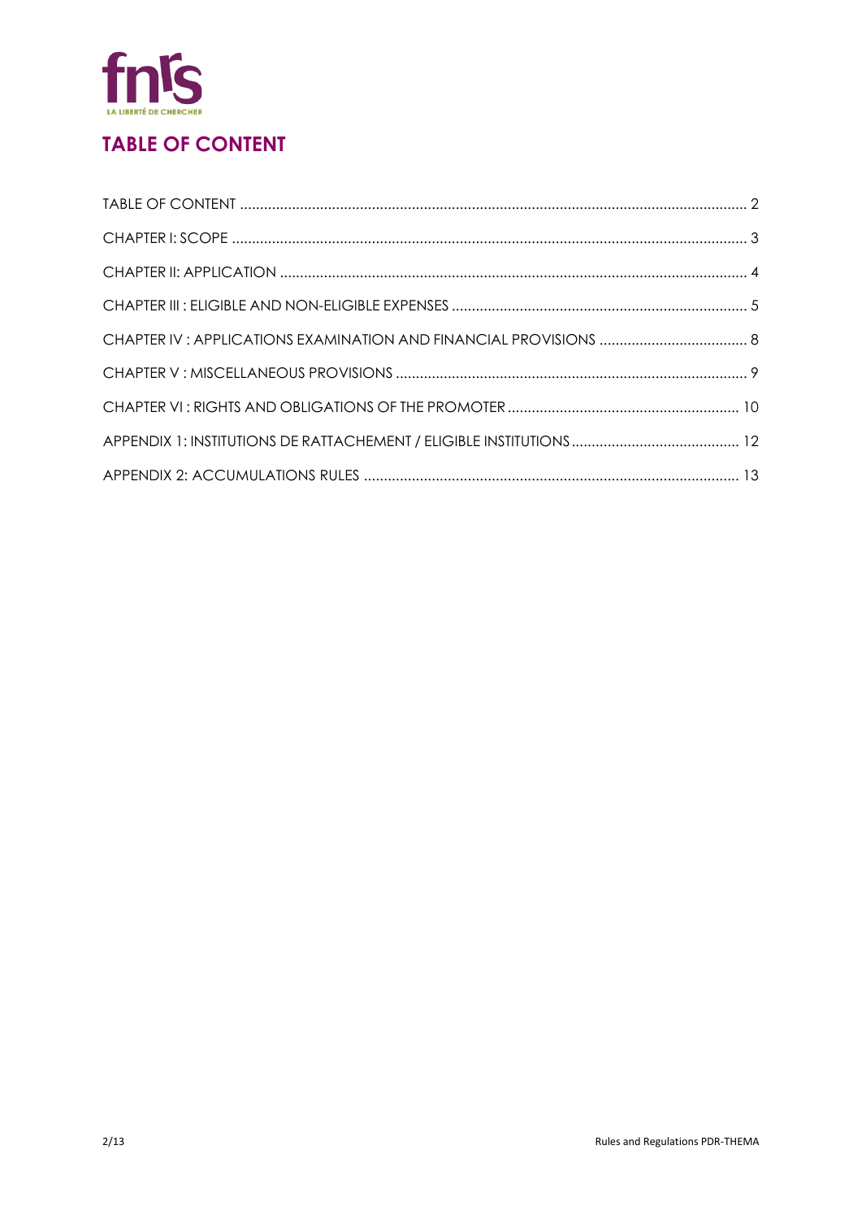# TABLE OF CONTENT

TABLE OF CONTENT ............................................................................................................................. 2

CHAPTER I: SCOPE ............................................................................................................................... 3

CHAPTER II: APPLICATION .................................................................................................................... 4

CHAPTER III : ELIGIBLE AND NON-ELIGIBLE EXPENSES ......................................................................... 5

CHAPTER IV : APPLICATIONS EXAMINATION AND FINANCIAL PROVISIONS ..................................... 8

CHAPTER V : MISCELLANEOUS PROVISIONS ....................................................................................... 9

CHAPTER VI : RIGHTS AND OBLIGATIONS OF THE PROMOTER .......................................................... 10

APPENDIX 1: INSTITUTIONS DE RATTACHEMENT / ELIGIBLE INSTITUTIONS .......................................... 12

APPENDIX 2: ACCUMULATIONS RULES ............................................................................................. 13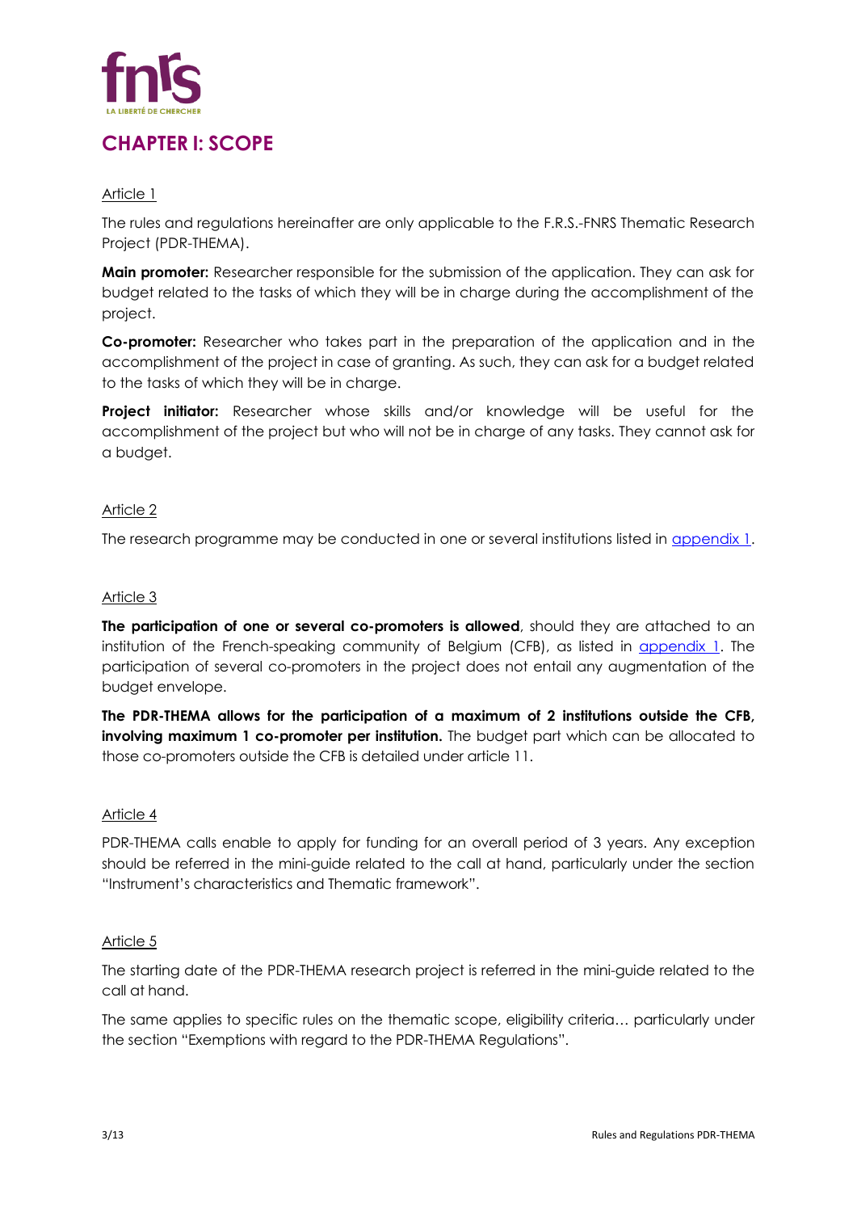# CHAPTER I: SCOPE

Article 1

The rules and regulations hereinafter are only applicable to the F.R.S.-FNRS Thematic Research Project (PDR-THEMA).

**Main promoter:** Researcher responsible for the submission of the application. They can ask for budget related to the tasks of which they will be in charge during the accomplishment of the project.

**Co-promoter:** Researcher who takes part in the preparation of the application and in the accomplishment of the project in case of granting. As such, they can ask for a budget related to the tasks of which they will be in charge.

**Project initiator:** Researcher whose skills and/or knowledge will be useful for the accomplishment of the project but who will not be in charge of any tasks. They cannot ask for a budget.

Article 2

The research programme may be conducted in one or several institutions listed in appendix 1.

Article 3

**The participation of one or several co-promoters is allowed**, should they are attached to an institution of the French-speaking community of Belgium (CFB), as listed in appendix 1. The participation of several co-promoters in the project does not entail any augmentation of the budget envelope.

**The PDR-THEMA allows for the participation of a maximum of 2 institutions outside the CFB, involving maximum 1 co-promoter per institution.** The budget part which can be allocated to those co-promoters outside the CFB is detailed under article 11.

Article 4

PDR-THEMA calls enable to apply for funding for an overall period of 3 years. Any exception should be referred in the mini-guide related to the call at hand, particularly under the section "Instrument's characteristics and Thematic framework".

Article 5

The starting date of the PDR-THEMA research project is referred in the mini-guide related to the call at hand.

The same applies to specific rules on the thematic scope, eligibility criteria… particularly under the section "Exemptions with regard to the PDR-THEMA Regulations".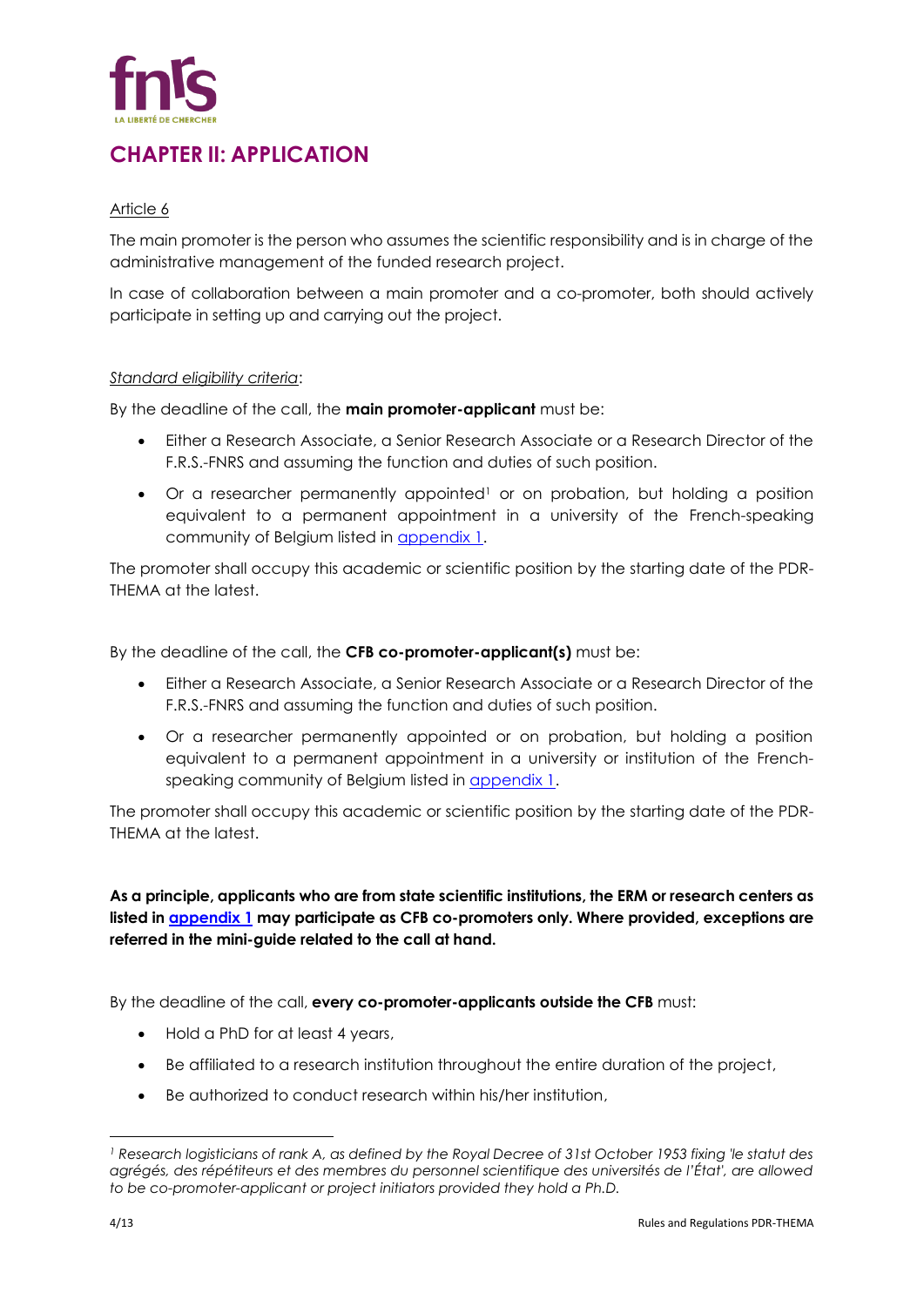# CHAPTER II: APPLICATION

Article 6

The main promoter is the person who assumes the scientific responsibility and is in charge of the administrative management of the funded research project.

In case of collaboration between a main promoter and a co-promoter, both should actively participate in setting up and carrying out the project.

*Standard eligibility criteria*:

By the deadline of the call, the **main promoter-applicant** must be:

- Either a Research Associate, a Senior Research Associate or a Research Director of the F.R.S.-FNRS and assuming the function and duties of such position.
- Or a researcher permanently appointed[1] or on probation, but holding a position equivalent to a permanent appointment in a university of the French-speaking community of Belgium listed in [appendix 1](#).

The promoter shall occupy this academic or scientific position by the starting date of the PDR-THEMA at the latest.

By the deadline of the call, the **CFB co-promoter-applicant(s)** must be:

- Either a Research Associate, a Senior Research Associate or a Research Director of the F.R.S.-FNRS and assuming the function and duties of such position.
- Or a researcher permanently appointed or on probation, but holding a position equivalent to a permanent appointment in a university or institution of the French-speaking community of Belgium listed in [appendix 1](#).

The promoter shall occupy this academic or scientific position by the starting date of the PDR-THEMA at the latest.

**As a principle, applicants who are from state scientific institutions, the ERM or research centers as listed in [appendix 1](#) may participate as CFB co-promoters only. Where provided, exceptions are referred in the mini-guide related to the call at hand.**

By the deadline of the call, **every co-promoter-applicants outside the CFB** must:

- Hold a PhD for at least 4 years,
- Be affiliated to a research institution throughout the entire duration of the project,
- Be authorized to conduct research within his/her institution,

---

[1] *Research logisticians of rank A, as defined by the Royal Decree of 31st October 1953 fixing 'le statut des agrégés, des répétiteurs et des membres du personnel scientifique des universités de l'État', are allowed to be co-promoter-applicant or project initiators provided they hold a Ph.D.*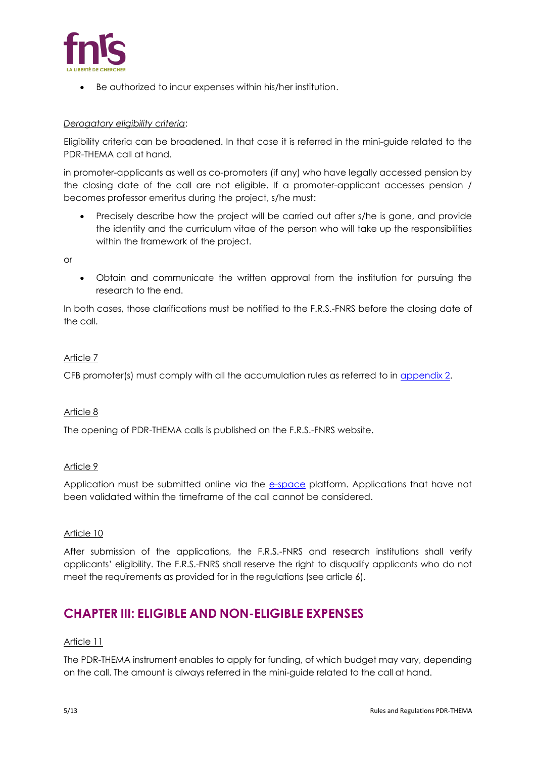- Be authorized to incur expenses within his/her institution.

*Derogatory eligibility criteria*:

Eligibility criteria can be broadened. In that case it is referred in the mini-guide related to the PDR-THEMA call at hand.

in promoter-applicants as well as co-promoters (if any) who have legally accessed pension by the closing date of the call are not eligible. If a promoter-applicant accesses pension / becomes professor emeritus during the project, s/he must:

- Precisely describe how the project will be carried out after s/he is gone, and provide the identity and the curriculum vitae of the person who will take up the responsibilities within the framework of the project.

or

- Obtain and communicate the written approval from the institution for pursuing the research to the end.

In both cases, those clarifications must be notified to the F.R.S.-FNRS before the closing date of the call.

Article 7

CFB promoter(s) must comply with all the accumulation rules as referred to in appendix 2.

Article 8

The opening of PDR-THEMA calls is published on the F.R.S.-FNRS website.

Article 9

Application must be submitted online via the e-space platform. Applications that have not been validated within the timeframe of the call cannot be considered.

Article 10

After submission of the applications, the F.R.S.-FNRS and research institutions shall verify applicants' eligibility. The F.R.S.-FNRS shall reserve the right to disqualify applicants who do not meet the requirements as provided for in the regulations (see article 6).

## CHAPTER III: ELIGIBLE AND NON-ELIGIBLE EXPENSES

Article 11

The PDR-THEMA instrument enables to apply for funding, of which budget may vary, depending on the call. The amount is always referred in the mini-guide related to the call at hand.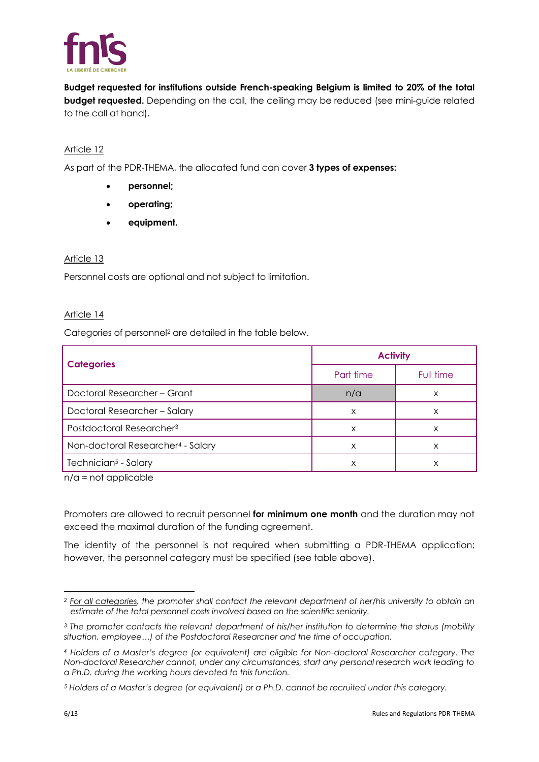**Budget requested for institutions outside French-speaking Belgium is limited to 20% of the total budget requested.** Depending on the call, the ceiling may be reduced (see mini-guide related to the call at hand).

Article 12

As part of the PDR-THEMA, the allocated fund can cover **3 types of expenses:**

- **personnel;**
- **operating;**
- **equipment.**

Article 13

Personnel costs are optional and not subject to limitation.

Article 14

Categories of personnel[2] are detailed in the table below.

| Categories | Activity | |
|---|---|---|
| | Part time | Full time |
| Doctoral Researcher – Grant | n/a | x |
| Doctoral Researcher – Salary | x | x |
| Postdoctoral Researcher[3] | x | x |
| Non-doctoral Researcher[4] - Salary | x | x |
| Technician[5] - Salary | x | x |

n/a = not applicable

Promoters are allowed to recruit personnel **for minimum one month** and the duration may not exceed the maximal duration of the funding agreement.

The identity of the personnel is not required when submitting a PDR-THEMA application; however, the personnel category must be specified (see table above).

---

[2] *For all categories, the promoter shall contact the relevant department of her/his university to obtain an estimate of the total personnel costs involved based on the scientific seniority.*

[3] *The promoter contacts the relevant department of his/her institution to determine the status (mobility situation, employee…) of the Postdoctoral Researcher and the time of occupation.*

[4] *Holders of a Master's degree (or equivalent) are eligible for Non-doctoral Researcher category. The Non-doctoral Researcher cannot, under any circumstances, start any personal research work leading to a Ph.D. during the working hours devoted to this function.*

[5] *Holders of a Master's degree (or equivalent) or a Ph.D. cannot be recruited under this category.*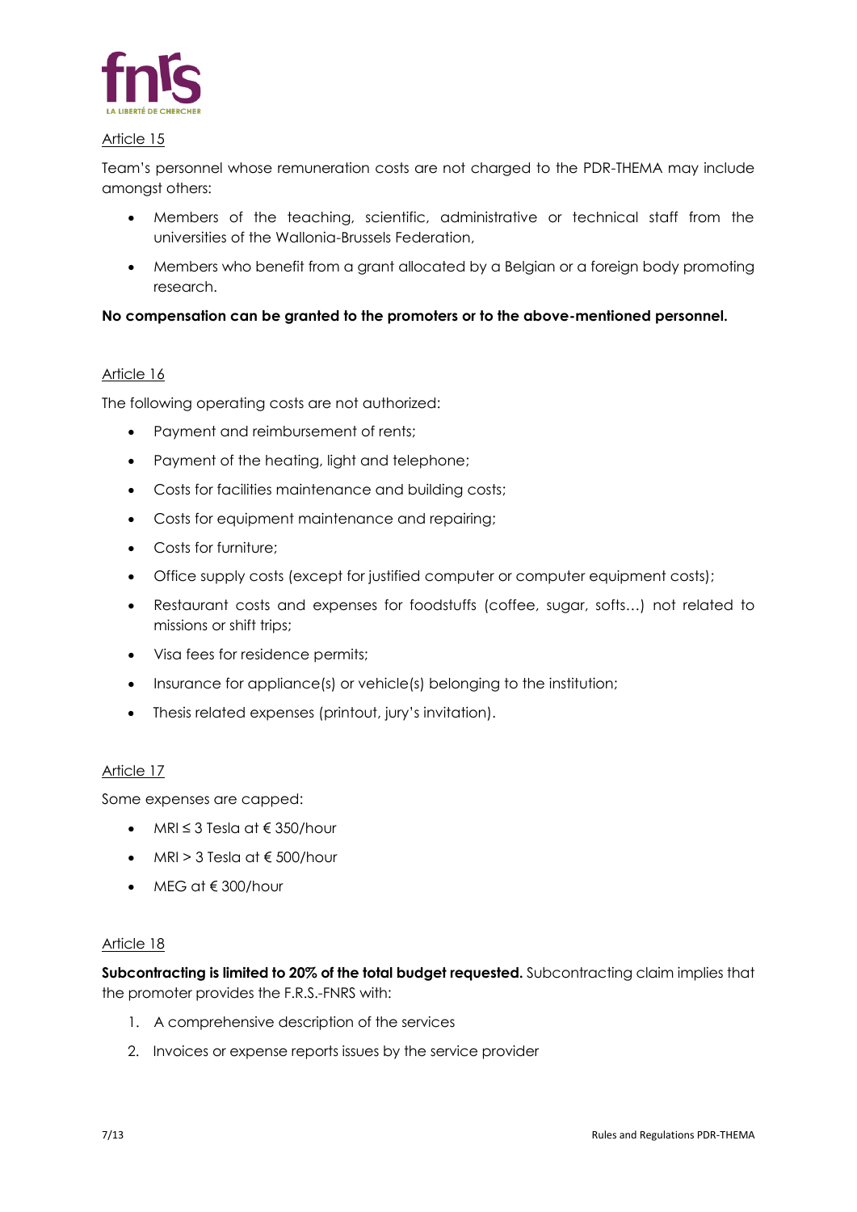Article 15

Team's personnel whose remuneration costs are not charged to the PDR-THEMA may include amongst others:

- Members of the teaching, scientific, administrative or technical staff from the universities of the Wallonia-Brussels Federation,
- Members who benefit from a grant allocated by a Belgian or a foreign body promoting research.

**No compensation can be granted to the promoters or to the above-mentioned personnel.**

Article 16

The following operating costs are not authorized:

- Payment and reimbursement of rents;
- Payment of the heating, light and telephone;
- Costs for facilities maintenance and building costs;
- Costs for equipment maintenance and repairing;
- Costs for furniture;
- Office supply costs (except for justified computer or computer equipment costs);
- Restaurant costs and expenses for foodstuffs (coffee, sugar, softs…) not related to missions or shift trips;
- Visa fees for residence permits;
- Insurance for appliance(s) or vehicle(s) belonging to the institution;
- Thesis related expenses (printout, jury's invitation).

Article 17

Some expenses are capped:

- MRI ≤ 3 Tesla at € 350/hour
- MRI > 3 Tesla at € 500/hour
- MEG at € 300/hour

Article 18

**Subcontracting is limited to 20% of the total budget requested.** Subcontracting claim implies that the promoter provides the F.R.S.-FNRS with:

1. A comprehensive description of the services
2. Invoices or expense reports issues by the service provider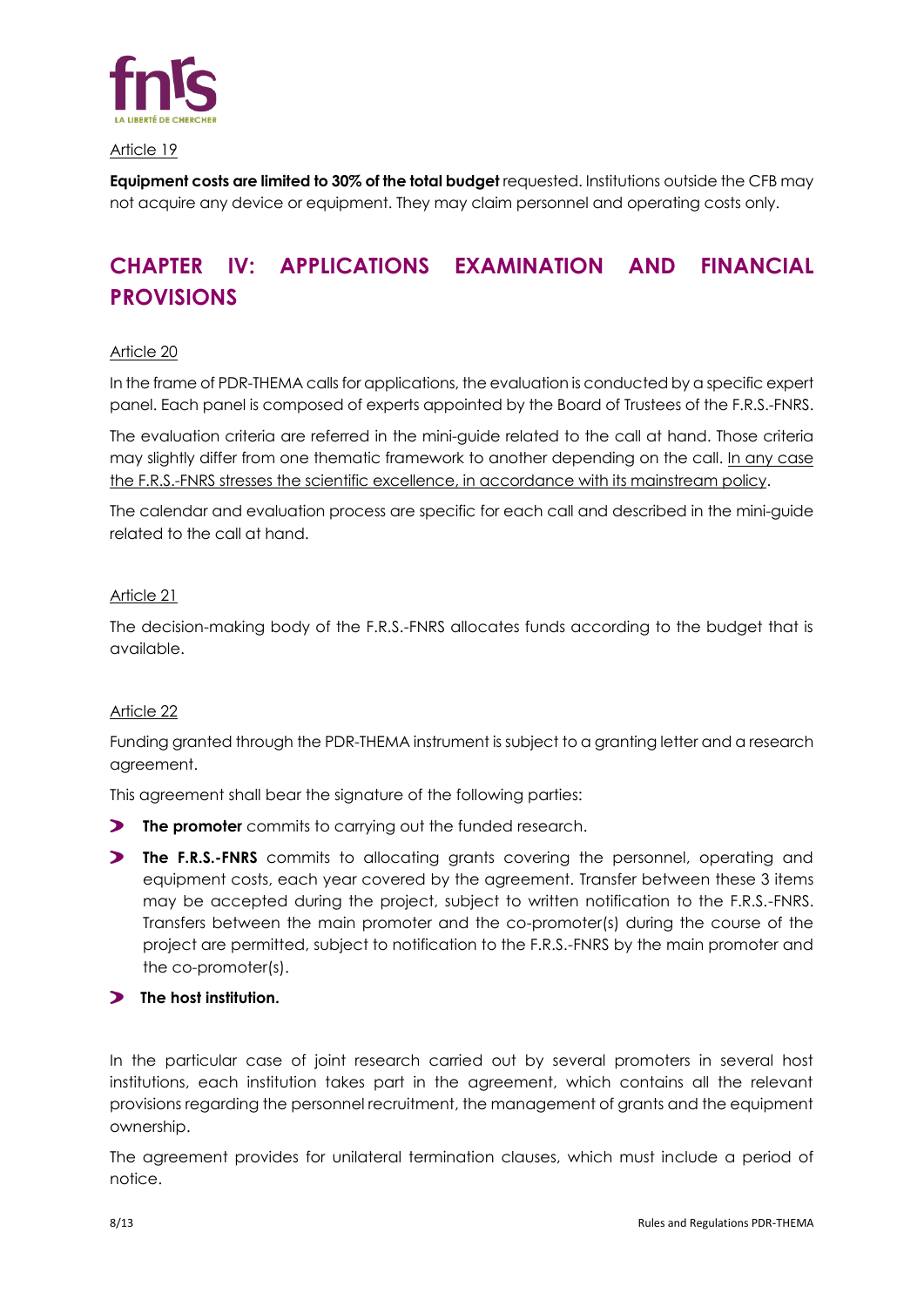Article 19

**Equipment costs are limited to 30% of the total budget** requested. Institutions outside the CFB may not acquire any device or equipment. They may claim personnel and operating costs only.

## CHAPTER IV: APPLICATIONS EXAMINATION AND FINANCIAL PROVISIONS

Article 20

In the frame of PDR-THEMA calls for applications, the evaluation is conducted by a specific expert panel. Each panel is composed of experts appointed by the Board of Trustees of the F.R.S.-FNRS.

The evaluation criteria are referred in the mini-guide related to the call at hand. Those criteria may slightly differ from one thematic framework to another depending on the call. In any case the F.R.S.-FNRS stresses the scientific excellence, in accordance with its mainstream policy.

The calendar and evaluation process are specific for each call and described in the mini-guide related to the call at hand.

Article 21

The decision-making body of the F.R.S.-FNRS allocates funds according to the budget that is available.

Article 22

Funding granted through the PDR-THEMA instrument is subject to a granting letter and a research agreement.

This agreement shall bear the signature of the following parties:

- **The promoter** commits to carrying out the funded research.
- **The F.R.S.-FNRS** commits to allocating grants covering the personnel, operating and equipment costs, each year covered by the agreement. Transfer between these 3 items may be accepted during the project, subject to written notification to the F.R.S.-FNRS. Transfers between the main promoter and the co-promoter(s) during the course of the project are permitted, subject to notification to the F.R.S.-FNRS by the main promoter and the co-promoter(s).
- **The host institution.**

In the particular case of joint research carried out by several promoters in several host institutions, each institution takes part in the agreement, which contains all the relevant provisions regarding the personnel recruitment, the management of grants and the equipment ownership.

The agreement provides for unilateral termination clauses, which must include a period of notice.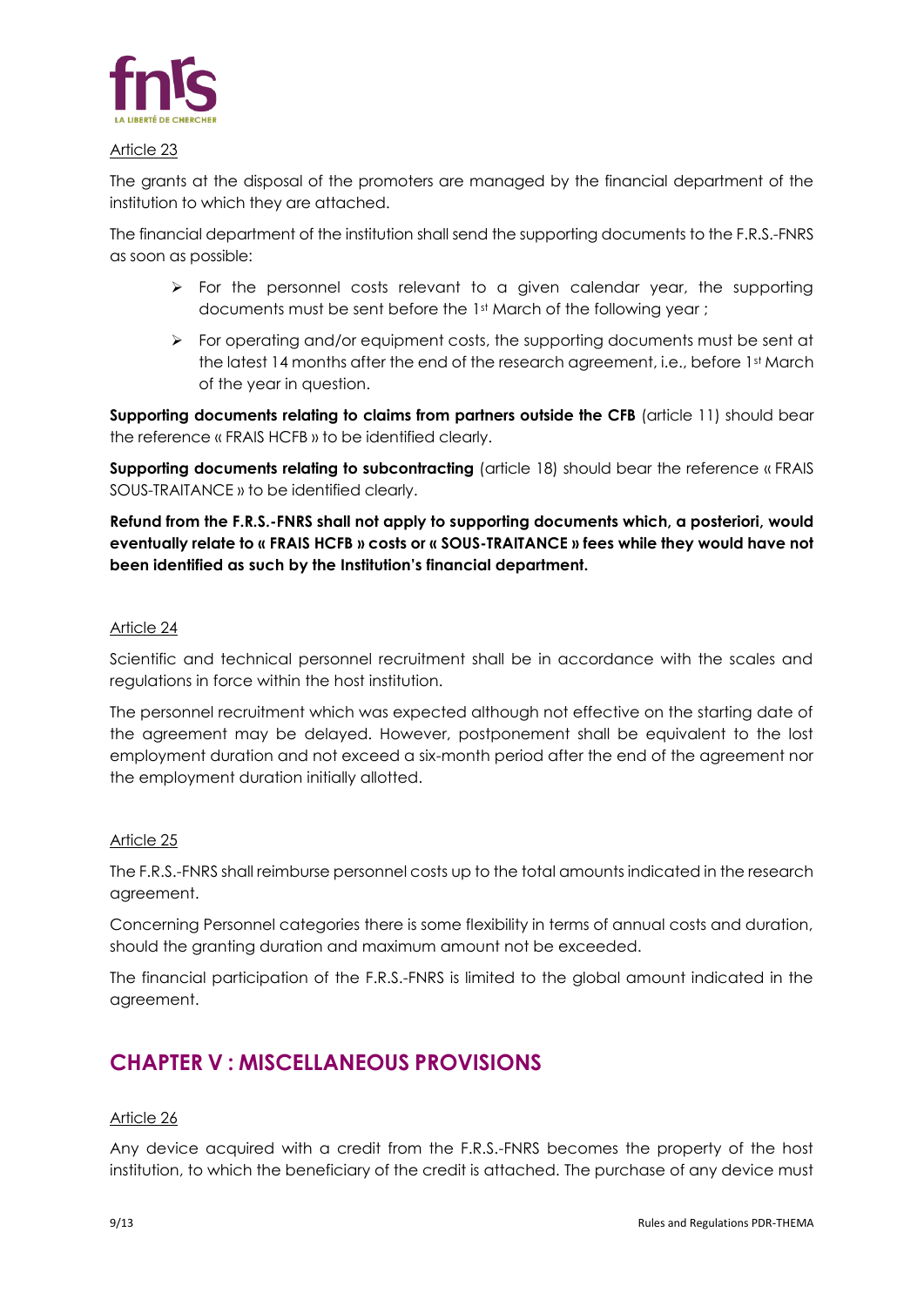Article 23

The grants at the disposal of the promoters are managed by the financial department of the institution to which they are attached.

The financial department of the institution shall send the supporting documents to the F.R.S.-FNRS as soon as possible:

- For the personnel costs relevant to a given calendar year, the supporting documents must be sent before the 1st March of the following year ;
- For operating and/or equipment costs, the supporting documents must be sent at the latest 14 months after the end of the research agreement, i.e., before 1st March of the year in question.

**Supporting documents relating to claims from partners outside the CFB** (article 11) should bear the reference « FRAIS HCFB » to be identified clearly.

**Supporting documents relating to subcontracting** (article 18) should bear the reference « FRAIS SOUS-TRAITANCE » to be identified clearly.

**Refund from the F.R.S.-FNRS shall not apply to supporting documents which, a posteriori, would eventually relate to « FRAIS HCFB » costs or « SOUS-TRAITANCE » fees while they would have not been identified as such by the Institution's financial department.**

Article 24

Scientific and technical personnel recruitment shall be in accordance with the scales and regulations in force within the host institution.

The personnel recruitment which was expected although not effective on the starting date of the agreement may be delayed. However, postponement shall be equivalent to the lost employment duration and not exceed a six-month period after the end of the agreement nor the employment duration initially allotted.

Article 25

The F.R.S.-FNRS shall reimburse personnel costs up to the total amounts indicated in the research agreement.

Concerning Personnel categories there is some flexibility in terms of annual costs and duration, should the granting duration and maximum amount not be exceeded.

The financial participation of the F.R.S.-FNRS is limited to the global amount indicated in the agreement.

## CHAPTER V : MISCELLANEOUS PROVISIONS

Article 26

Any device acquired with a credit from the F.R.S.-FNRS becomes the property of the host institution, to which the beneficiary of the credit is attached. The purchase of any device must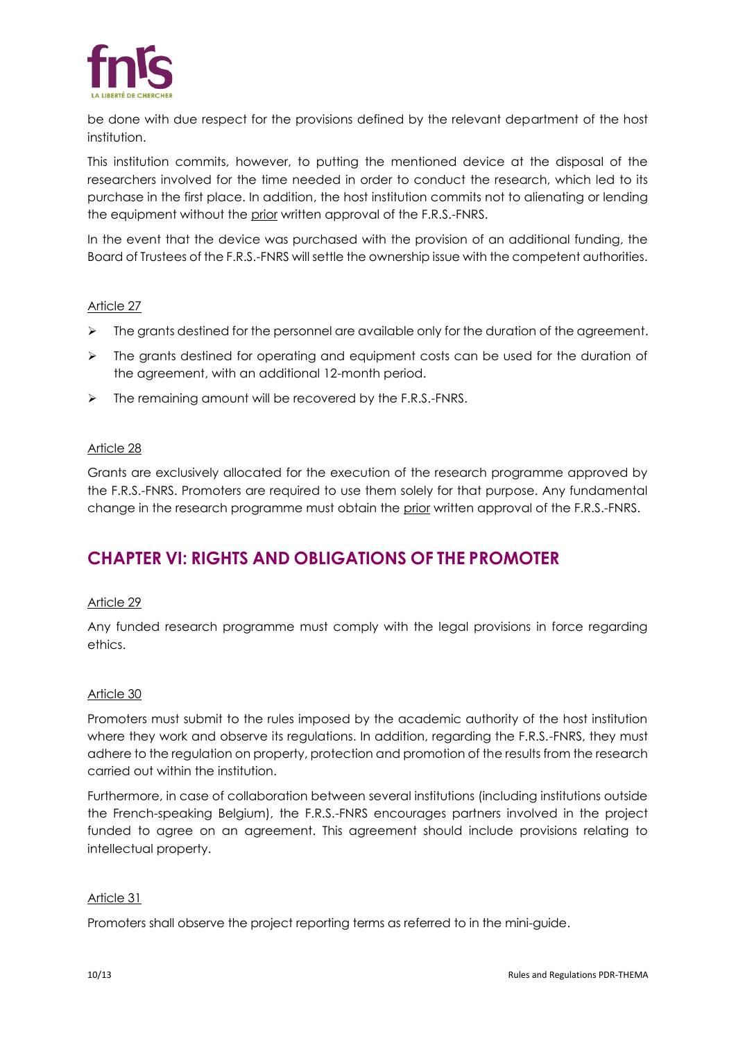be done with due respect for the provisions defined by the relevant department of the host institution.

This institution commits, however, to putting the mentioned device at the disposal of the researchers involved for the time needed in order to conduct the research, which led to its purchase in the first place. In addition, the host institution commits not to alienating or lending the equipment without the prior written approval of the F.R.S.-FNRS.

In the event that the device was purchased with the provision of an additional funding, the Board of Trustees of the F.R.S.-FNRS will settle the ownership issue with the competent authorities.

Article 27

- The grants destined for the personnel are available only for the duration of the agreement.
- The grants destined for operating and equipment costs can be used for the duration of the agreement, with an additional 12-month period.
- The remaining amount will be recovered by the F.R.S.-FNRS.

Article 28

Grants are exclusively allocated for the execution of the research programme approved by the F.R.S.-FNRS. Promoters are required to use them solely for that purpose. Any fundamental change in the research programme must obtain the prior written approval of the F.R.S.-FNRS.

## CHAPTER VI: RIGHTS AND OBLIGATIONS OF THE PROMOTER

Article 29

Any funded research programme must comply with the legal provisions in force regarding ethics.

Article 30

Promoters must submit to the rules imposed by the academic authority of the host institution where they work and observe its regulations. In addition, regarding the F.R.S.-FNRS, they must adhere to the regulation on property, protection and promotion of the results from the research carried out within the institution.

Furthermore, in case of collaboration between several institutions (including institutions outside the French-speaking Belgium), the F.R.S.-FNRS encourages partners involved in the project funded to agree on an agreement. This agreement should include provisions relating to intellectual property.

Article 31

Promoters shall observe the project reporting terms as referred to in the mini-guide.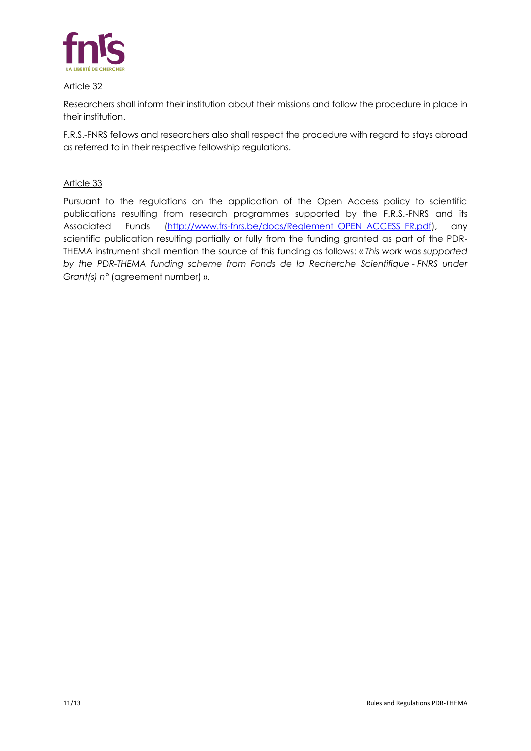Article 32

Researchers shall inform their institution about their missions and follow the procedure in place in their institution.

F.R.S.-FNRS fellows and researchers also shall respect the procedure with regard to stays abroad as referred to in their respective fellowship regulations.

Article 33

Pursuant to the regulations on the application of the Open Access policy to scientific publications resulting from research programmes supported by the F.R.S.-FNRS and its Associated Funds ([http://www.frs-fnrs.be/docs/Reglement_OPEN_ACCESS_FR.pdf](http://www.frs-fnrs.be/docs/Reglement_OPEN_ACCESS_FR.pdf)), any scientific publication resulting partially or fully from the funding granted as part of the PDR-THEMA instrument shall mention the source of this funding as follows: « *This work was supported by the PDR-THEMA funding scheme from Fonds de la Recherche Scientifique - FNRS under Grant(s) n°* (agreement number) ».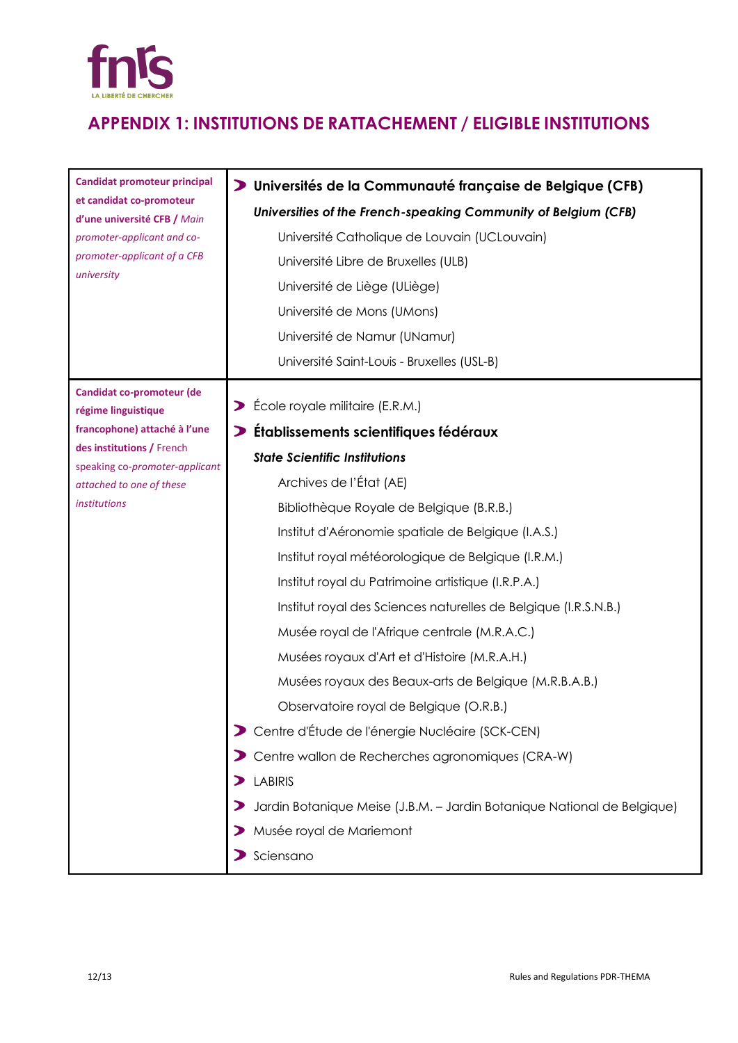## APPENDIX 1: INSTITUTIONS DE RATTACHEMENT / ELIGIBLE INSTITUTIONS

| | |
|---|---|
| **Candidat promoteur principal et candidat co-promoteur d'une université CFB /** *Main promoter-applicant and co-promoter-applicant of a CFB university* | **Universités de la Communauté française de Belgique (CFB)**<br>***Universities of the French-speaking Community of Belgium (CFB)***<br>Université Catholique de Louvain (UCLouvain)<br>Université Libre de Bruxelles (ULB)<br>Université de Liège (ULiège)<br>Université de Mons (UMons)<br>Université de Namur (UNamur)<br>Université Saint-Louis - Bruxelles (USL-B) |
| **Candidat co-promoteur (de régime linguistique francophone) attaché à l'une des institutions /** French speaking *co-promoter-applicant attached to one of these institutions* | École royale militaire (E.R.M.)<br>**Établissements scientifiques fédéraux**<br>***State Scientific Institutions***<br>Archives de l'État (AE)<br>Bibliothèque Royale de Belgique (B.R.B.)<br>Institut d'Aéronomie spatiale de Belgique (I.A.S.)<br>Institut royal météorologique de Belgique (I.R.M.)<br>Institut royal du Patrimoine artistique (I.R.P.A.)<br>Institut royal des Sciences naturelles de Belgique (I.R.S.N.B.)<br>Musée royal de l'Afrique centrale (M.R.A.C.)<br>Musées royaux d'Art et d'Histoire (M.R.A.H.)<br>Musées royaux des Beaux-arts de Belgique (M.R.B.A.B.)<br>Observatoire royal de Belgique (O.R.B.)<br>Centre d'Étude de l'énergie Nucléaire (SCK-CEN)<br>Centre wallon de Recherches agronomiques (CRA-W)<br>LABIRIS<br>Jardin Botanique Meise (J.B.M. – Jardin Botanique National de Belgique)<br>Musée royal de Mariemont<br>Sciensano |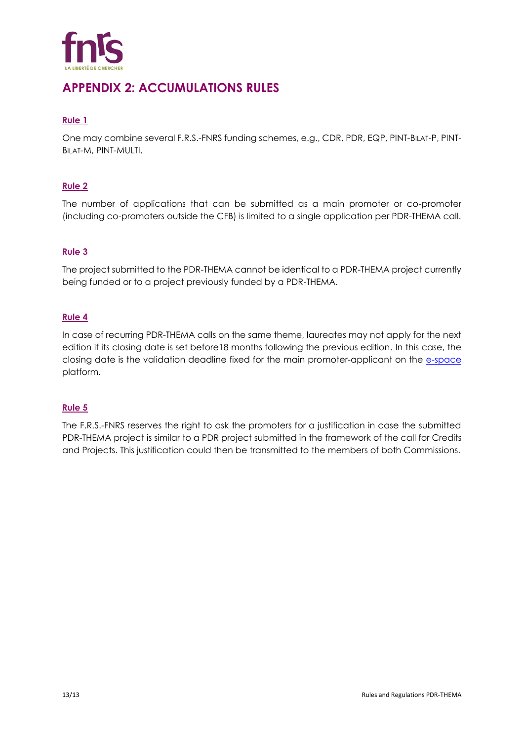## APPENDIX 2: ACCUMULATIONS RULES

### Rule 1

One may combine several F.R.S.-FNRS funding schemes, e.g., CDR, PDR, EQP, PINT-BILAT-P, PINT-BILAT-M, PINT-MULTI.

### Rule 2

The number of applications that can be submitted as a main promoter or co-promoter (including co-promoters outside the CFB) is limited to a single application per PDR-THEMA call.

### Rule 3

The project submitted to the PDR-THEMA cannot be identical to a PDR-THEMA project currently being funded or to a project previously funded by a PDR-THEMA.

### Rule 4

In case of recurring PDR-THEMA calls on the same theme, laureates may not apply for the next edition if its closing date is set before18 months following the previous edition. In this case, the closing date is the validation deadline fixed for the main promoter-applicant on the e-space platform.

### Rule 5

The F.R.S.-FNRS reserves the right to ask the promoters for a justification in case the submitted PDR-THEMA project is similar to a PDR project submitted in the framework of the call for Credits and Projects. This justification could then be transmitted to the members of both Commissions.